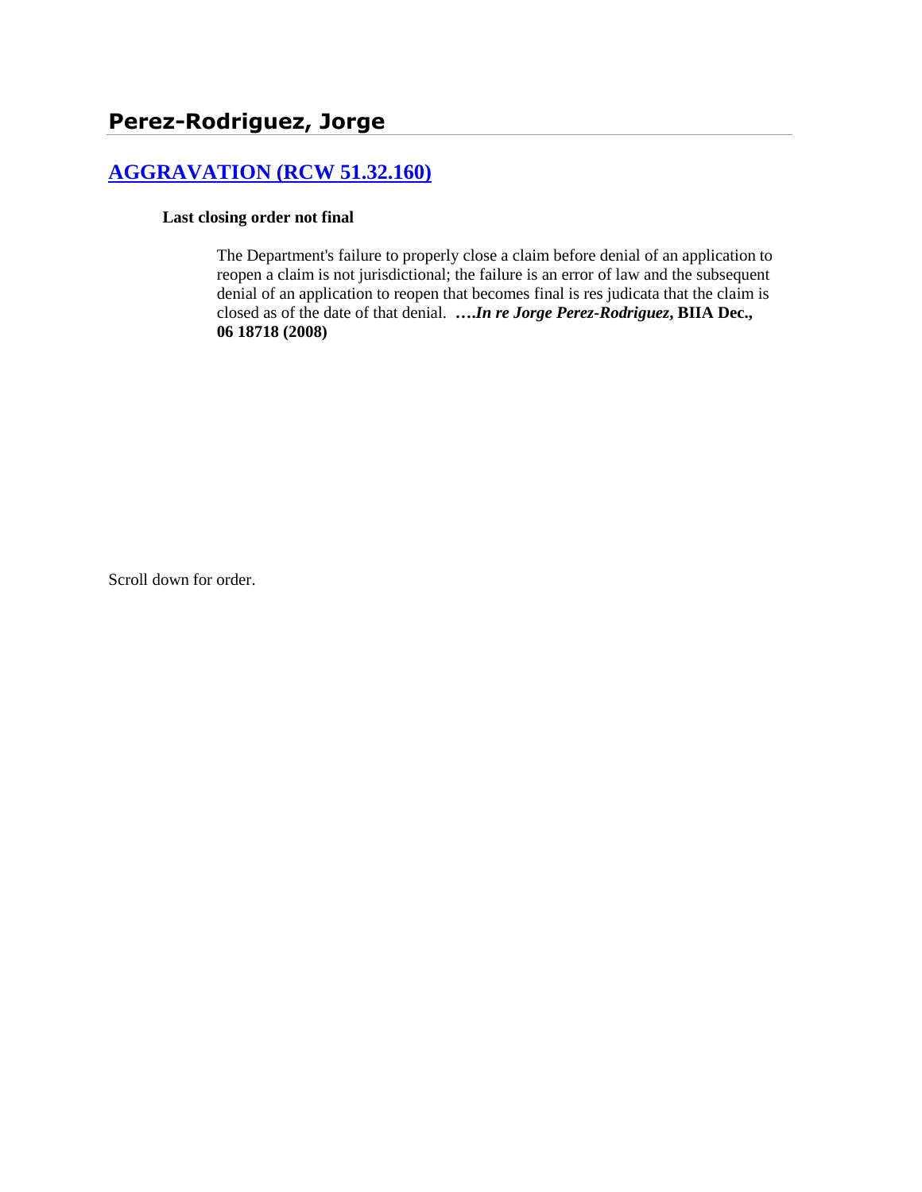# Perez-Rodriguez, Jorge

## [AGGRAVATION (RCW 51.32.160)]

**Last closing order not final**

> The Department's failure to properly close a claim before denial of an application to reopen a claim is not jurisdictional; the failure is an error of law and the subsequent denial of an application to reopen that becomes final is res judicata that the claim is closed as of the date of that denial. **….*In re Jorge Perez-Rodriguez*, BIIA Dec., 06 18718 (2008)**

Scroll down for order.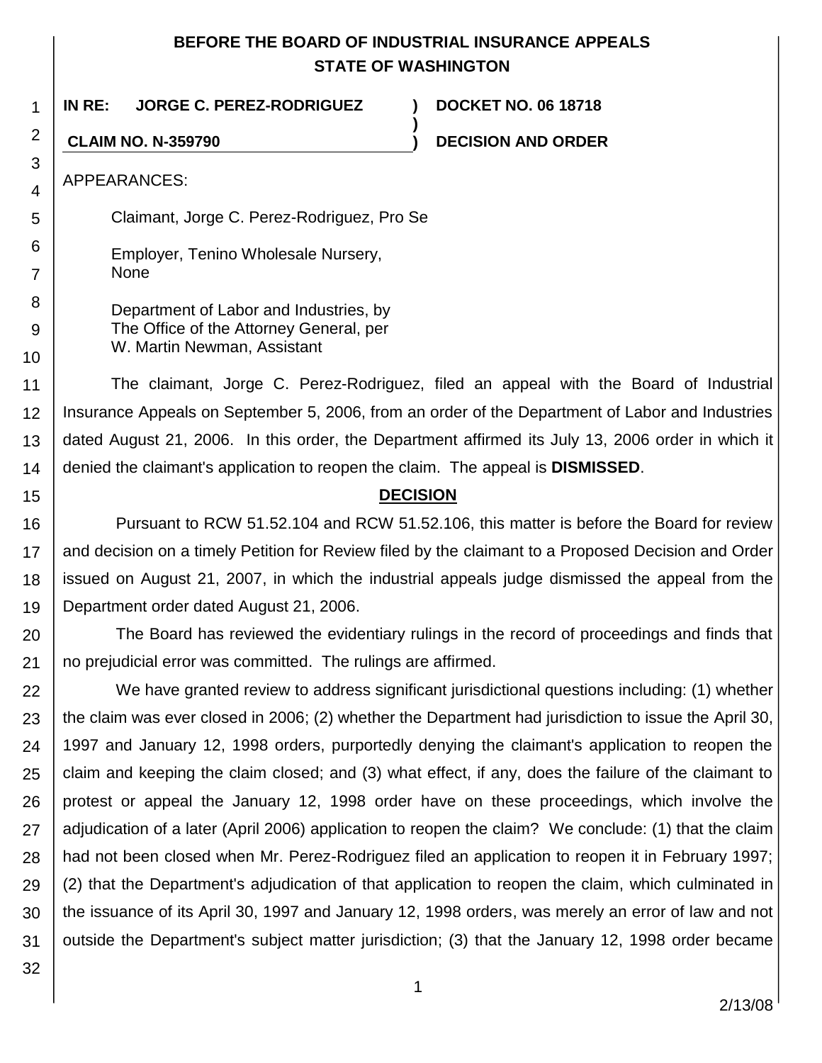**BEFORE THE BOARD OF INDUSTRIAL INSURANCE APPEALS**
**STATE OF WASHINGTON**

| | | |
|---|---|---|
| **IN RE: JORGE C. PEREZ-RODRIGUEZ** | **)** | **DOCKET NO. 06 18718** |
| | **)** | |
| **CLAIM NO. N-359790** | **)** | **DECISION AND ORDER** |

APPEARANCES:

Claimant, Jorge C. Perez-Rodriguez, Pro Se

Employer, Tenino Wholesale Nursery,
None

Department of Labor and Industries, by
The Office of the Attorney General, per
W. Martin Newman, Assistant

The claimant, Jorge C. Perez-Rodriguez, filed an appeal with the Board of Industrial Insurance Appeals on September 5, 2006, from an order of the Department of Labor and Industries dated August 21, 2006. In this order, the Department affirmed its July 13, 2006 order in which it denied the claimant's application to reopen the claim. The appeal is **DISMISSED**.

## DECISION

Pursuant to RCW 51.52.104 and RCW 51.52.106, this matter is before the Board for review and decision on a timely Petition for Review filed by the claimant to a Proposed Decision and Order issued on August 21, 2007, in which the industrial appeals judge dismissed the appeal from the Department order dated August 21, 2006.

The Board has reviewed the evidentiary rulings in the record of proceedings and finds that no prejudicial error was committed. The rulings are affirmed.

We have granted review to address significant jurisdictional questions including: (1) whether the claim was ever closed in 2006; (2) whether the Department had jurisdiction to issue the April 30, 1997 and January 12, 1998 orders, purportedly denying the claimant's application to reopen the claim and keeping the claim closed; and (3) what effect, if any, does the failure of the claimant to protest or appeal the January 12, 1998 order have on these proceedings, which involve the adjudication of a later (April 2006) application to reopen the claim? We conclude: (1) that the claim had not been closed when Mr. Perez-Rodriguez filed an application to reopen it in February 1997; (2) that the Department's adjudication of that application to reopen the claim, which culminated in the issuance of its April 30, 1997 and January 12, 1998 orders, was merely an error of law and not outside the Department's subject matter jurisdiction; (3) that the January 12, 1998 order became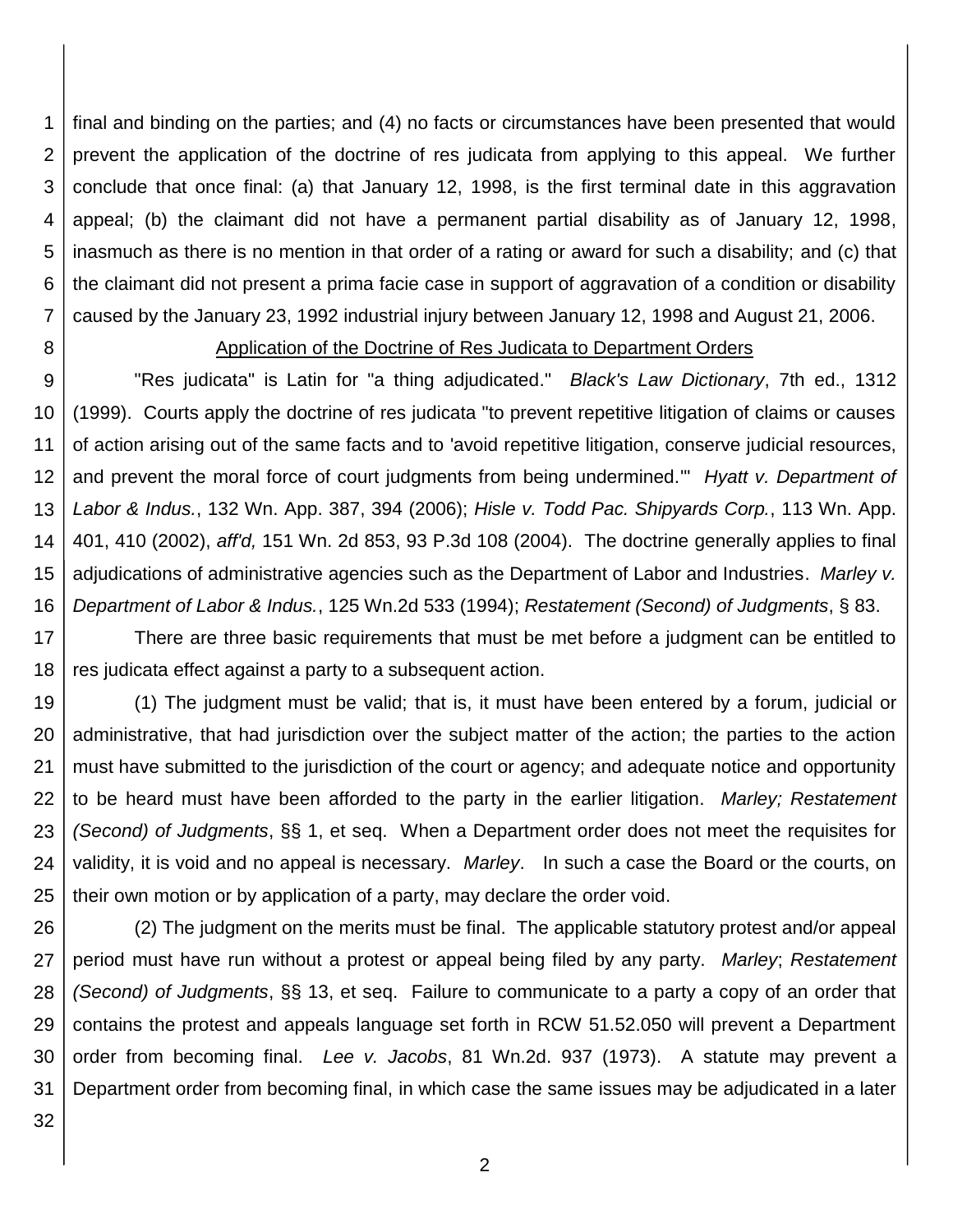final and binding on the parties; and (4) no facts or circumstances have been presented that would prevent the application of the doctrine of res judicata from applying to this appeal. We further conclude that once final: (a) that January 12, 1998, is the first terminal date in this aggravation appeal; (b) the claimant did not have a permanent partial disability as of January 12, 1998, inasmuch as there is no mention in that order of a rating or award for such a disability; and (c) that the claimant did not present a prima facie case in support of aggravation of a condition or disability caused by the January 23, 1992 industrial injury between January 12, 1998 and August 21, 2006.

Application of the Doctrine of Res Judicata to Department Orders

"Res judicata" is Latin for "a thing adjudicated." *Black's Law Dictionary*, 7th ed., 1312 (1999). Courts apply the doctrine of res judicata "to prevent repetitive litigation of claims or causes of action arising out of the same facts and to 'avoid repetitive litigation, conserve judicial resources, and prevent the moral force of court judgments from being undermined.'" *Hyatt v. Department of Labor & Indus.*, 132 Wn. App. 387, 394 (2006); *Hisle v. Todd Pac. Shipyards Corp.*, 113 Wn. App. 401, 410 (2002), *aff'd,* 151 Wn. 2d 853, 93 P.3d 108 (2004). The doctrine generally applies to final adjudications of administrative agencies such as the Department of Labor and Industries. *Marley v. Department of Labor & Indus.*, 125 Wn.2d 533 (1994); *Restatement (Second) of Judgments*, § 83.

There are three basic requirements that must be met before a judgment can be entitled to res judicata effect against a party to a subsequent action.

(1) The judgment must be valid; that is, it must have been entered by a forum, judicial or administrative, that had jurisdiction over the subject matter of the action; the parties to the action must have submitted to the jurisdiction of the court or agency; and adequate notice and opportunity to be heard must have been afforded to the party in the earlier litigation. *Marley; Restatement (Second) of Judgments*, §§ 1, et seq. When a Department order does not meet the requisites for validity, it is void and no appeal is necessary. *Marley*. In such a case the Board or the courts, on their own motion or by application of a party, may declare the order void.

(2) The judgment on the merits must be final. The applicable statutory protest and/or appeal period must have run without a protest or appeal being filed by any party. *Marley*; *Restatement (Second) of Judgments*, §§ 13, et seq. Failure to communicate to a party a copy of an order that contains the protest and appeals language set forth in RCW 51.52.050 will prevent a Department order from becoming final. *Lee v. Jacobs*, 81 Wn.2d. 937 (1973). A statute may prevent a Department order from becoming final, in which case the same issues may be adjudicated in a later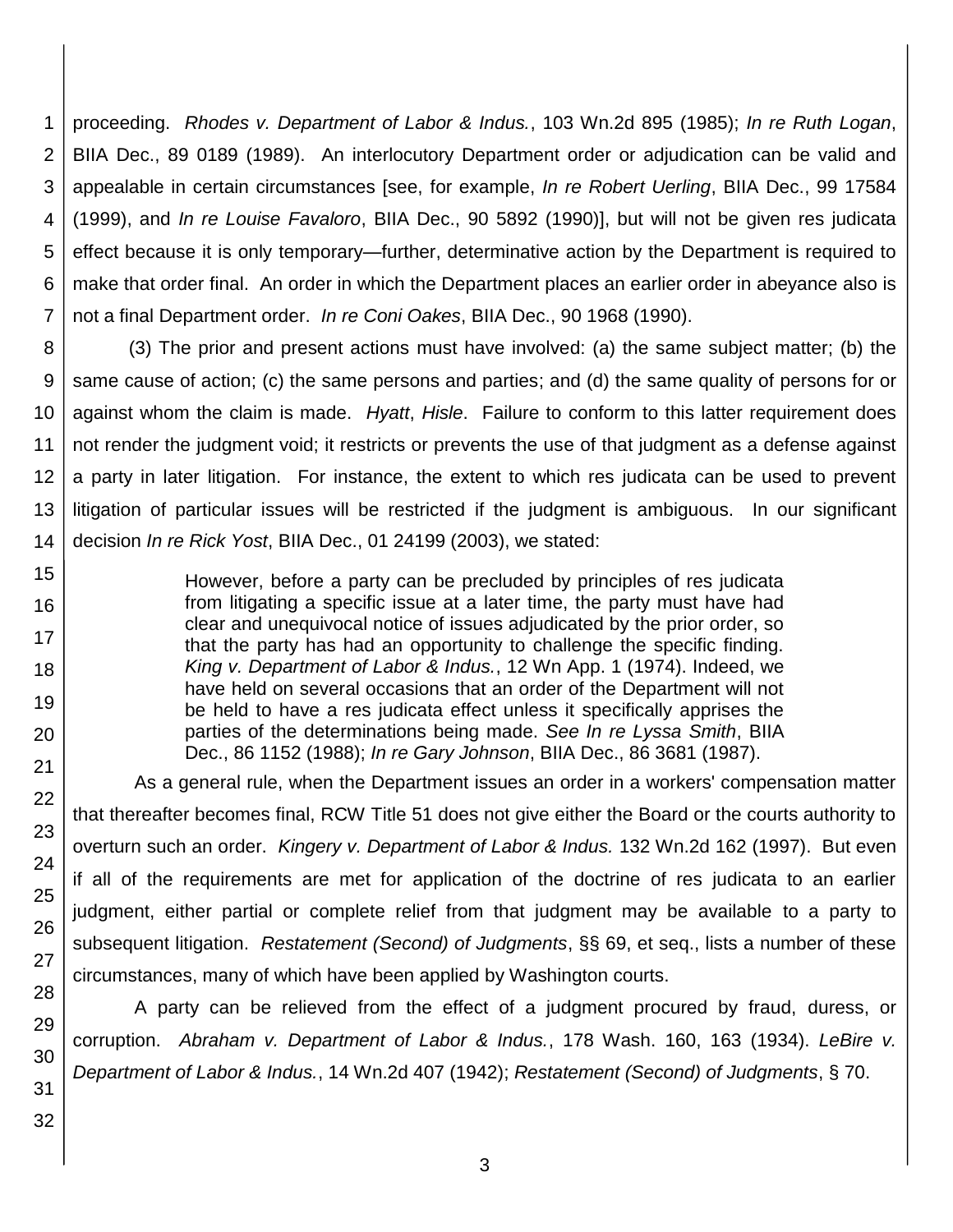proceeding. *Rhodes v. Department of Labor & Indus.*, 103 Wn.2d 895 (1985); *In re Ruth Logan*, BIIA Dec., 89 0189 (1989). An interlocutory Department order or adjudication can be valid and appealable in certain circumstances [see, for example, *In re Robert Uerling*, BIIA Dec., 99 17584 (1999), and *In re Louise Favaloro*, BIIA Dec., 90 5892 (1990)], but will not be given res judicata effect because it is only temporary—further, determinative action by the Department is required to make that order final. An order in which the Department places an earlier order in abeyance also is not a final Department order. *In re Coni Oakes*, BIIA Dec., 90 1968 (1990).

(3) The prior and present actions must have involved: (a) the same subject matter; (b) the same cause of action; (c) the same persons and parties; and (d) the same quality of persons for or against whom the claim is made. *Hyatt*, *Hisle*. Failure to conform to this latter requirement does not render the judgment void; it restricts or prevents the use of that judgment as a defense against a party in later litigation. For instance, the extent to which res judicata can be used to prevent litigation of particular issues will be restricted if the judgment is ambiguous. In our significant decision *In re Rick Yost*, BIIA Dec., 01 24199 (2003), we stated:

> However, before a party can be precluded by principles of res judicata from litigating a specific issue at a later time, the party must have had clear and unequivocal notice of issues adjudicated by the prior order, so that the party has had an opportunity to challenge the specific finding. *King v. Department of Labor & Indus.*, 12 Wn App. 1 (1974). Indeed, we have held on several occasions that an order of the Department will not be held to have a res judicata effect unless it specifically apprises the parties of the determinations being made. *See In re Lyssa Smith*, BIIA Dec., 86 1152 (1988); *In re Gary Johnson*, BIIA Dec., 86 3681 (1987).

As a general rule, when the Department issues an order in a workers' compensation matter that thereafter becomes final, RCW Title 51 does not give either the Board or the courts authority to overturn such an order. *Kingery v. Department of Labor & Indus.* 132 Wn.2d 162 (1997). But even if all of the requirements are met for application of the doctrine of res judicata to an earlier judgment, either partial or complete relief from that judgment may be available to a party to subsequent litigation. *Restatement (Second) of Judgments*, §§ 69, et seq., lists a number of these circumstances, many of which have been applied by Washington courts.

A party can be relieved from the effect of a judgment procured by fraud, duress, or corruption. *Abraham v. Department of Labor & Indus.*, 178 Wash. 160, 163 (1934). *LeBire v. Department of Labor & Indus.*, 14 Wn.2d 407 (1942); *Restatement (Second) of Judgments*, § 70.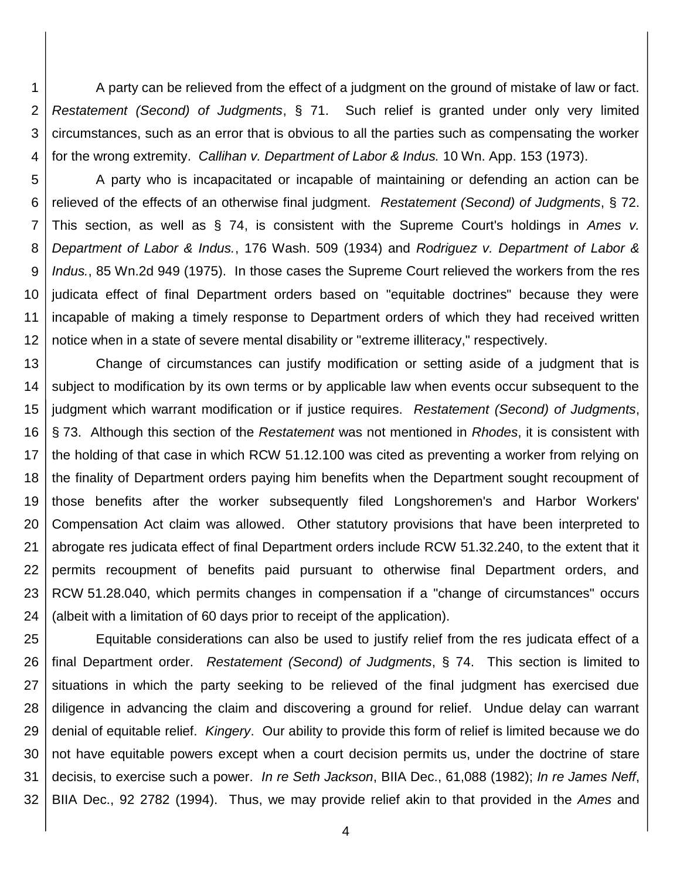A party can be relieved from the effect of a judgment on the ground of mistake of law or fact. *Restatement (Second) of Judgments*, § 71. Such relief is granted under only very limited circumstances, such as an error that is obvious to all the parties such as compensating the worker for the wrong extremity. *Callihan v. Department of Labor & Indus.* 10 Wn. App. 153 (1973).

A party who is incapacitated or incapable of maintaining or defending an action can be relieved of the effects of an otherwise final judgment. *Restatement (Second) of Judgments*, § 72. This section, as well as § 74, is consistent with the Supreme Court's holdings in *Ames v. Department of Labor & Indus.*, 176 Wash. 509 (1934) and *Rodriguez v. Department of Labor & Indus.*, 85 Wn.2d 949 (1975). In those cases the Supreme Court relieved the workers from the res judicata effect of final Department orders based on "equitable doctrines" because they were incapable of making a timely response to Department orders of which they had received written notice when in a state of severe mental disability or "extreme illiteracy," respectively.

Change of circumstances can justify modification or setting aside of a judgment that is subject to modification by its own terms or by applicable law when events occur subsequent to the judgment which warrant modification or if justice requires. *Restatement (Second) of Judgments*, § 73. Although this section of the *Restatement* was not mentioned in *Rhodes*, it is consistent with the holding of that case in which RCW 51.12.100 was cited as preventing a worker from relying on the finality of Department orders paying him benefits when the Department sought recoupment of those benefits after the worker subsequently filed Longshoremen's and Harbor Workers' Compensation Act claim was allowed. Other statutory provisions that have been interpreted to abrogate res judicata effect of final Department orders include RCW 51.32.240, to the extent that it permits recoupment of benefits paid pursuant to otherwise final Department orders, and RCW 51.28.040, which permits changes in compensation if a "change of circumstances" occurs (albeit with a limitation of 60 days prior to receipt of the application).

Equitable considerations can also be used to justify relief from the res judicata effect of a final Department order. *Restatement (Second) of Judgments*, § 74. This section is limited to situations in which the party seeking to be relieved of the final judgment has exercised due diligence in advancing the claim and discovering a ground for relief. Undue delay can warrant denial of equitable relief. *Kingery*. Our ability to provide this form of relief is limited because we do not have equitable powers except when a court decision permits us, under the doctrine of stare decisis, to exercise such a power. *In re Seth Jackson*, BIIA Dec., 61,088 (1982); *In re James Neff*, BIIA Dec., 92 2782 (1994). Thus, we may provide relief akin to that provided in the *Ames* and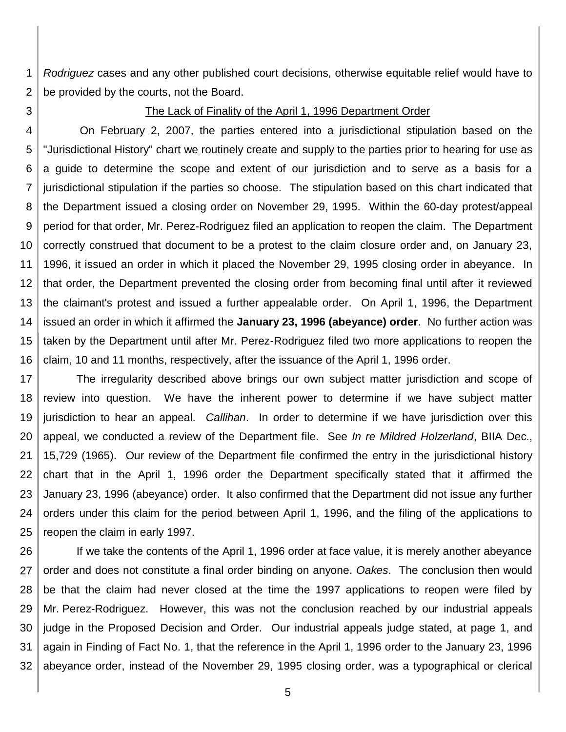*Rodriguez* cases and any other published court decisions, otherwise equitable relief would have to be provided by the courts, not the Board.

The Lack of Finality of the April 1, 1996 Department Order

On February 2, 2007, the parties entered into a jurisdictional stipulation based on the "Jurisdictional History" chart we routinely create and supply to the parties prior to hearing for use as a guide to determine the scope and extent of our jurisdiction and to serve as a basis for a jurisdictional stipulation if the parties so choose. The stipulation based on this chart indicated that the Department issued a closing order on November 29, 1995. Within the 60-day protest/appeal period for that order, Mr. Perez-Rodriguez filed an application to reopen the claim. The Department correctly construed that document to be a protest to the claim closure order and, on January 23, 1996, it issued an order in which it placed the November 29, 1995 closing order in abeyance. In that order, the Department prevented the closing order from becoming final until after it reviewed the claimant's protest and issued a further appealable order. On April 1, 1996, the Department issued an order in which it affirmed the **January 23, 1996 (abeyance) order**. No further action was taken by the Department until after Mr. Perez-Rodriguez filed two more applications to reopen the claim, 10 and 11 months, respectively, after the issuance of the April 1, 1996 order.

The irregularity described above brings our own subject matter jurisdiction and scope of review into question. We have the inherent power to determine if we have subject matter jurisdiction to hear an appeal. *Callihan*. In order to determine if we have jurisdiction over this appeal, we conducted a review of the Department file. See *In re Mildred Holzerland*, BIIA Dec., 15,729 (1965). Our review of the Department file confirmed the entry in the jurisdictional history chart that in the April 1, 1996 order the Department specifically stated that it affirmed the January 23, 1996 (abeyance) order. It also confirmed that the Department did not issue any further orders under this claim for the period between April 1, 1996, and the filing of the applications to reopen the claim in early 1997.

If we take the contents of the April 1, 1996 order at face value, it is merely another abeyance order and does not constitute a final order binding on anyone. *Oakes*. The conclusion then would be that the claim had never closed at the time the 1997 applications to reopen were filed by Mr. Perez-Rodriguez. However, this was not the conclusion reached by our industrial appeals judge in the Proposed Decision and Order. Our industrial appeals judge stated, at page 1, and again in Finding of Fact No. 1, that the reference in the April 1, 1996 order to the January 23, 1996 abeyance order, instead of the November 29, 1995 closing order, was a typographical or clerical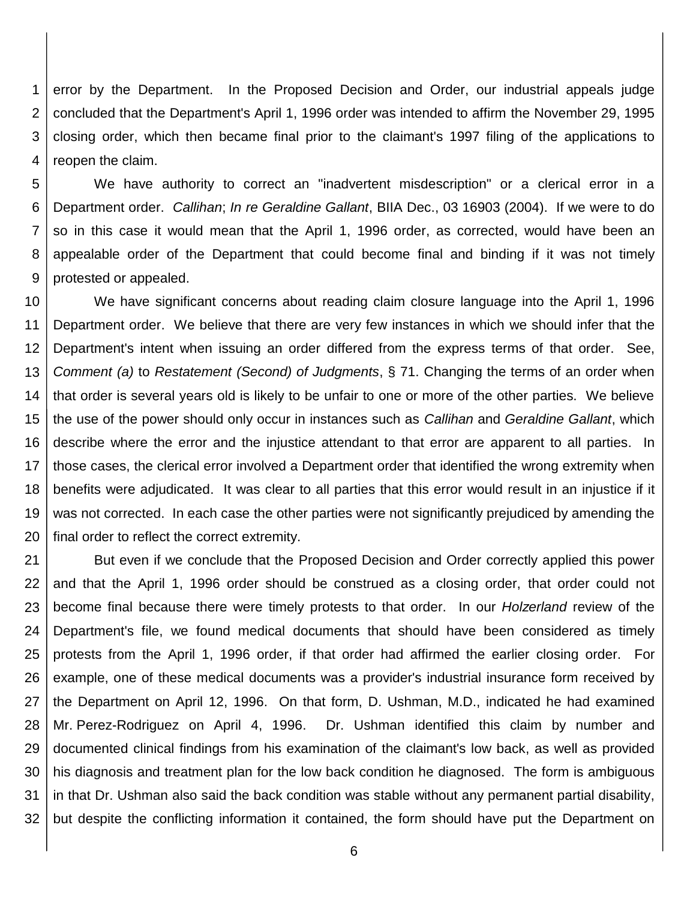error by the Department. In the Proposed Decision and Order, our industrial appeals judge concluded that the Department's April 1, 1996 order was intended to affirm the November 29, 1995 closing order, which then became final prior to the claimant's 1997 filing of the applications to reopen the claim.

We have authority to correct an "inadvertent misdescription" or a clerical error in a Department order. *Callihan*; *In re Geraldine Gallant*, BIIA Dec., 03 16903 (2004). If we were to do so in this case it would mean that the April 1, 1996 order, as corrected, would have been an appealable order of the Department that could become final and binding if it was not timely protested or appealed.

We have significant concerns about reading claim closure language into the April 1, 1996 Department order. We believe that there are very few instances in which we should infer that the Department's intent when issuing an order differed from the express terms of that order. See, *Comment (a)* to *Restatement (Second) of Judgments*, § 71. Changing the terms of an order when that order is several years old is likely to be unfair to one or more of the other parties. We believe the use of the power should only occur in instances such as *Callihan* and *Geraldine Gallant*, which describe where the error and the injustice attendant to that error are apparent to all parties. In those cases, the clerical error involved a Department order that identified the wrong extremity when benefits were adjudicated. It was clear to all parties that this error would result in an injustice if it was not corrected. In each case the other parties were not significantly prejudiced by amending the final order to reflect the correct extremity.

But even if we conclude that the Proposed Decision and Order correctly applied this power and that the April 1, 1996 order should be construed as a closing order, that order could not become final because there were timely protests to that order. In our *Holzerland* review of the Department's file, we found medical documents that should have been considered as timely protests from the April 1, 1996 order, if that order had affirmed the earlier closing order. For example, one of these medical documents was a provider's industrial insurance form received by the Department on April 12, 1996. On that form, D. Ushman, M.D., indicated he had examined Mr. Perez-Rodriguez on April 4, 1996. Dr. Ushman identified this claim by number and documented clinical findings from his examination of the claimant's low back, as well as provided his diagnosis and treatment plan for the low back condition he diagnosed. The form is ambiguous in that Dr. Ushman also said the back condition was stable without any permanent partial disability, but despite the conflicting information it contained, the form should have put the Department on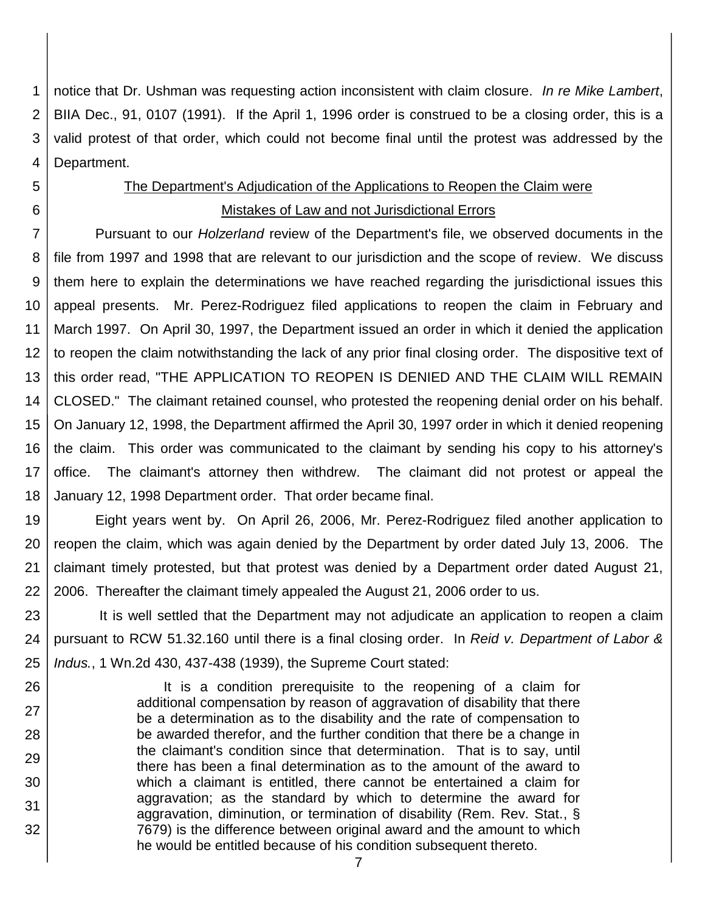notice that Dr. Ushman was requesting action inconsistent with claim closure. *In re Mike Lambert*, BIIA Dec., 91, 0107 (1991). If the April 1, 1996 order is construed to be a closing order, this is a valid protest of that order, which could not become final until the protest was addressed by the Department.

The Department's Adjudication of the Applications to Reopen the Claim were Mistakes of Law and not Jurisdictional Errors

Pursuant to our *Holzerland* review of the Department's file, we observed documents in the file from 1997 and 1998 that are relevant to our jurisdiction and the scope of review. We discuss them here to explain the determinations we have reached regarding the jurisdictional issues this appeal presents. Mr. Perez-Rodriguez filed applications to reopen the claim in February and March 1997. On April 30, 1997, the Department issued an order in which it denied the application to reopen the claim notwithstanding the lack of any prior final closing order. The dispositive text of this order read, "THE APPLICATION TO REOPEN IS DENIED AND THE CLAIM WILL REMAIN CLOSED." The claimant retained counsel, who protested the reopening denial order on his behalf. On January 12, 1998, the Department affirmed the April 30, 1997 order in which it denied reopening the claim. This order was communicated to the claimant by sending his copy to his attorney's office. The claimant's attorney then withdrew. The claimant did not protest or appeal the January 12, 1998 Department order. That order became final.

Eight years went by. On April 26, 2006, Mr. Perez-Rodriguez filed another application to reopen the claim, which was again denied by the Department by order dated July 13, 2006. The claimant timely protested, but that protest was denied by a Department order dated August 21, 2006. Thereafter the claimant timely appealed the August 21, 2006 order to us.

It is well settled that the Department may not adjudicate an application to reopen a claim pursuant to RCW 51.32.160 until there is a final closing order. In *Reid v. Department of Labor & Indus.*, 1 Wn.2d 430, 437-438 (1939), the Supreme Court stated:

> It is a condition prerequisite to the reopening of a claim for additional compensation by reason of aggravation of disability that there be a determination as to the disability and the rate of compensation to be awarded therefor, and the further condition that there be a change in the claimant's condition since that determination. That is to say, until there has been a final determination as to the amount of the award to which a claimant is entitled, there cannot be entertained a claim for aggravation; as the standard by which to determine the award for aggravation, diminution, or termination of disability (Rem. Rev. Stat., § 7679) is the difference between original award and the amount to which he would be entitled because of his condition subsequent thereto.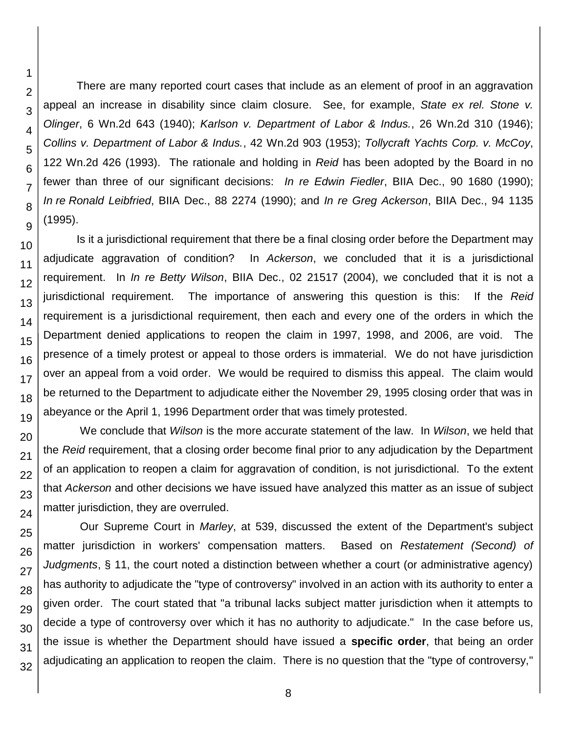There are many reported court cases that include as an element of proof in an aggravation appeal an increase in disability since claim closure. See, for example, *State ex rel. Stone v. Olinger*, 6 Wn.2d 643 (1940); *Karlson v. Department of Labor & Indus.*, 26 Wn.2d 310 (1946); *Collins v. Department of Labor & Indus.*, 42 Wn.2d 903 (1953); *Tollycraft Yachts Corp. v. McCoy*, 122 Wn.2d 426 (1993). The rationale and holding in *Reid* has been adopted by the Board in no fewer than three of our significant decisions: *In re Edwin Fiedler*, BIIA Dec., 90 1680 (1990); *In re Ronald Leibfried*, BIIA Dec., 88 2274 (1990); and *In re Greg Ackerson*, BIIA Dec., 94 1135 (1995).

Is it a jurisdictional requirement that there be a final closing order before the Department may adjudicate aggravation of condition? In *Ackerson*, we concluded that it is a jurisdictional requirement. In *In re Betty Wilson*, BIIA Dec., 02 21517 (2004), we concluded that it is not a jurisdictional requirement. The importance of answering this question is this: If the *Reid* requirement is a jurisdictional requirement, then each and every one of the orders in which the Department denied applications to reopen the claim in 1997, 1998, and 2006, are void. The presence of a timely protest or appeal to those orders is immaterial. We do not have jurisdiction over an appeal from a void order. We would be required to dismiss this appeal. The claim would be returned to the Department to adjudicate either the November 29, 1995 closing order that was in abeyance or the April 1, 1996 Department order that was timely protested.

We conclude that *Wilson* is the more accurate statement of the law. In *Wilson*, we held that the *Reid* requirement, that a closing order become final prior to any adjudication by the Department of an application to reopen a claim for aggravation of condition, is not jurisdictional. To the extent that *Ackerson* and other decisions we have issued have analyzed this matter as an issue of subject matter jurisdiction, they are overruled.

Our Supreme Court in *Marley*, at 539, discussed the extent of the Department's subject matter jurisdiction in workers' compensation matters. Based on *Restatement (Second) of Judgments*, § 11, the court noted a distinction between whether a court (or administrative agency) has authority to adjudicate the "type of controversy" involved in an action with its authority to enter a given order. The court stated that "a tribunal lacks subject matter jurisdiction when it attempts to decide a type of controversy over which it has no authority to adjudicate." In the case before us, the issue is whether the Department should have issued a **specific order**, that being an order adjudicating an application to reopen the claim. There is no question that the "type of controversy,"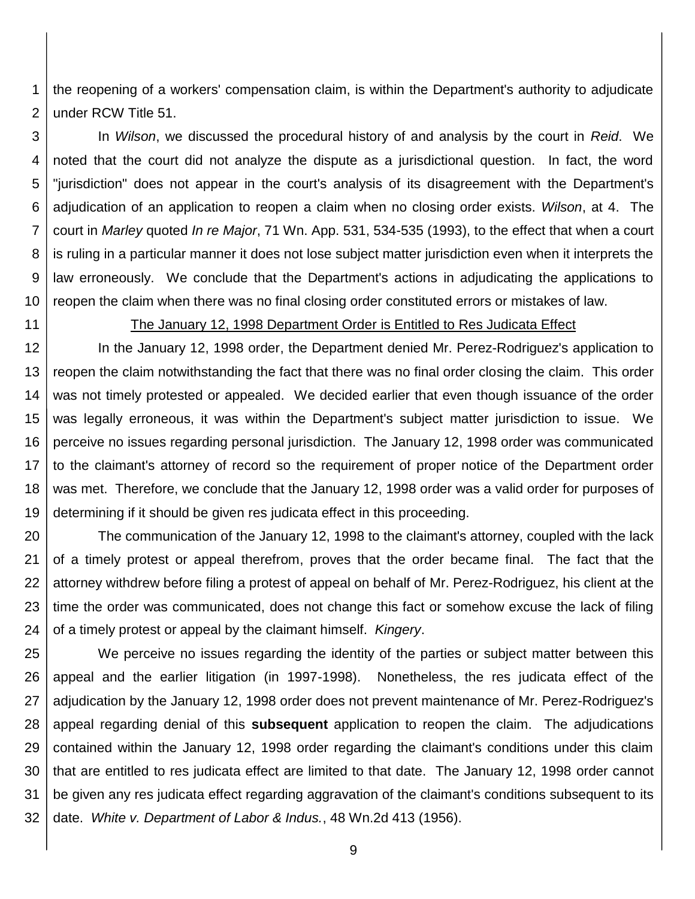the reopening of a workers' compensation claim, is within the Department's authority to adjudicate under RCW Title 51.

In *Wilson*, we discussed the procedural history of and analysis by the court in *Reid*. We noted that the court did not analyze the dispute as a jurisdictional question. In fact, the word "jurisdiction" does not appear in the court's analysis of its disagreement with the Department's adjudication of an application to reopen a claim when no closing order exists. *Wilson*, at 4. The court in *Marley* quoted *In re Major*, 71 Wn. App. 531, 534-535 (1993), to the effect that when a court is ruling in a particular manner it does not lose subject matter jurisdiction even when it interprets the law erroneously. We conclude that the Department's actions in adjudicating the applications to reopen the claim when there was no final closing order constituted errors or mistakes of law.

The January 12, 1998 Department Order is Entitled to Res Judicata Effect

In the January 12, 1998 order, the Department denied Mr. Perez-Rodriguez's application to reopen the claim notwithstanding the fact that there was no final order closing the claim. This order was not timely protested or appealed. We decided earlier that even though issuance of the order was legally erroneous, it was within the Department's subject matter jurisdiction to issue. We perceive no issues regarding personal jurisdiction. The January 12, 1998 order was communicated to the claimant's attorney of record so the requirement of proper notice of the Department order was met. Therefore, we conclude that the January 12, 1998 order was a valid order for purposes of determining if it should be given res judicata effect in this proceeding.

The communication of the January 12, 1998 to the claimant's attorney, coupled with the lack of a timely protest or appeal therefrom, proves that the order became final. The fact that the attorney withdrew before filing a protest of appeal on behalf of Mr. Perez-Rodriguez, his client at the time the order was communicated, does not change this fact or somehow excuse the lack of filing of a timely protest or appeal by the claimant himself. *Kingery*.

We perceive no issues regarding the identity of the parties or subject matter between this appeal and the earlier litigation (in 1997-1998). Nonetheless, the res judicata effect of the adjudication by the January 12, 1998 order does not prevent maintenance of Mr. Perez-Rodriguez's appeal regarding denial of this **subsequent** application to reopen the claim. The adjudications contained within the January 12, 1998 order regarding the claimant's conditions under this claim that are entitled to res judicata effect are limited to that date. The January 12, 1998 order cannot be given any res judicata effect regarding aggravation of the claimant's conditions subsequent to its date. *White v. Department of Labor & Indus.*, 48 Wn.2d 413 (1956).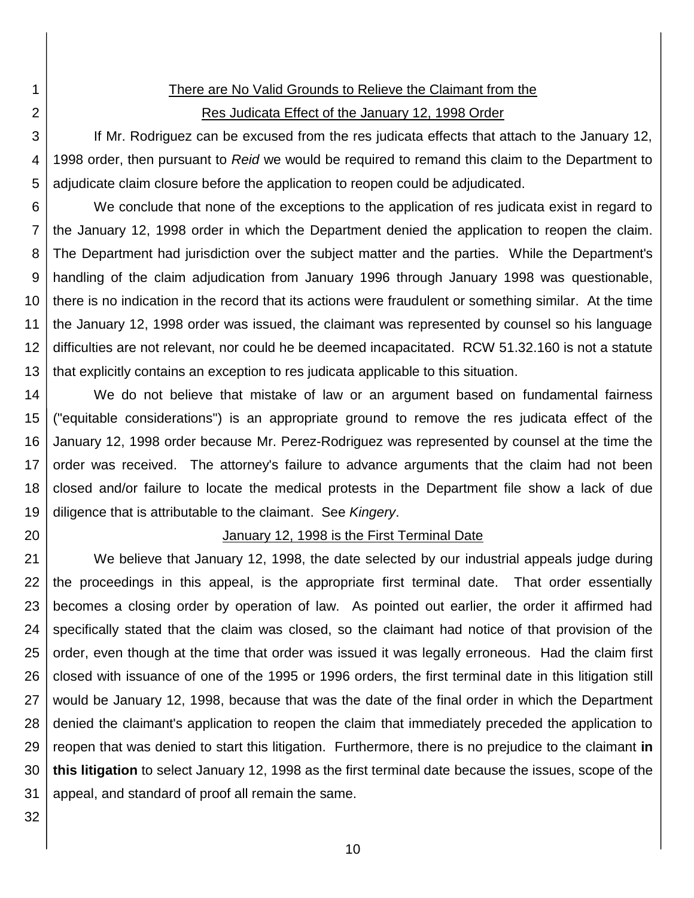## There are No Valid Grounds to Relieve the Claimant from the Res Judicata Effect of the January 12, 1998 Order

If Mr. Rodriguez can be excused from the res judicata effects that attach to the January 12, 1998 order, then pursuant to *Reid* we would be required to remand this claim to the Department to adjudicate claim closure before the application to reopen could be adjudicated.

We conclude that none of the exceptions to the application of res judicata exist in regard to the January 12, 1998 order in which the Department denied the application to reopen the claim. The Department had jurisdiction over the subject matter and the parties. While the Department's handling of the claim adjudication from January 1996 through January 1998 was questionable, there is no indication in the record that its actions were fraudulent or something similar. At the time the January 12, 1998 order was issued, the claimant was represented by counsel so his language difficulties are not relevant, nor could he be deemed incapacitated. RCW 51.32.160 is not a statute that explicitly contains an exception to res judicata applicable to this situation.

We do not believe that mistake of law or an argument based on fundamental fairness ("equitable considerations") is an appropriate ground to remove the res judicata effect of the January 12, 1998 order because Mr. Perez-Rodriguez was represented by counsel at the time the order was received. The attorney's failure to advance arguments that the claim had not been closed and/or failure to locate the medical protests in the Department file show a lack of due diligence that is attributable to the claimant. See *Kingery*.

## January 12, 1998 is the First Terminal Date

We believe that January 12, 1998, the date selected by our industrial appeals judge during the proceedings in this appeal, is the appropriate first terminal date. That order essentially becomes a closing order by operation of law. As pointed out earlier, the order it affirmed had specifically stated that the claim was closed, so the claimant had notice of that provision of the order, even though at the time that order was issued it was legally erroneous. Had the claim first closed with issuance of one of the 1995 or 1996 orders, the first terminal date in this litigation still would be January 12, 1998, because that was the date of the final order in which the Department denied the claimant's application to reopen the claim that immediately preceded the application to reopen that was denied to start this litigation. Furthermore, there is no prejudice to the claimant **in this litigation** to select January 12, 1998 as the first terminal date because the issues, scope of the appeal, and standard of proof all remain the same.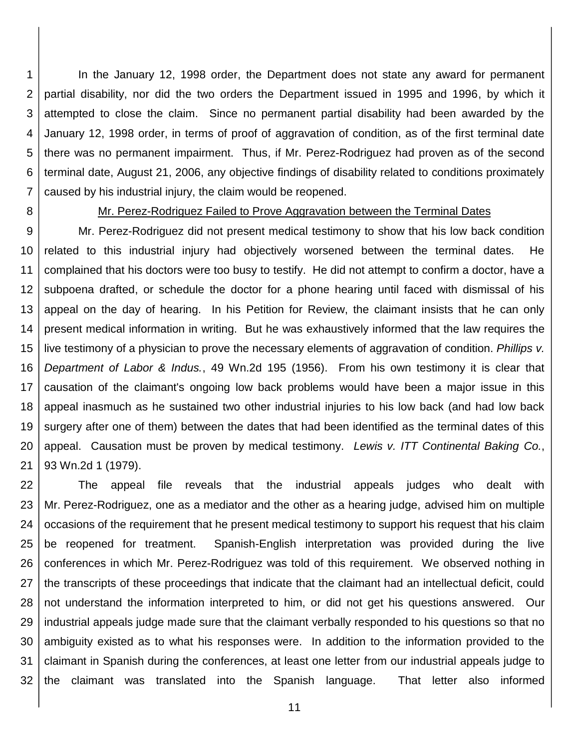In the January 12, 1998 order, the Department does not state any award for permanent partial disability, nor did the two orders the Department issued in 1995 and 1996, by which it attempted to close the claim. Since no permanent partial disability had been awarded by the January 12, 1998 order, in terms of proof of aggravation of condition, as of the first terminal date there was no permanent impairment. Thus, if Mr. Perez-Rodriguez had proven as of the second terminal date, August 21, 2006, any objective findings of disability related to conditions proximately caused by his industrial injury, the claim would be reopened.

<u>Mr. Perez-Rodriguez Failed to Prove Aggravation between the Terminal Dates</u>

Mr. Perez-Rodriguez did not present medical testimony to show that his low back condition related to this industrial injury had objectively worsened between the terminal dates. He complained that his doctors were too busy to testify. He did not attempt to confirm a doctor, have a subpoena drafted, or schedule the doctor for a phone hearing until faced with dismissal of his appeal on the day of hearing. In his Petition for Review, the claimant insists that he can only present medical information in writing. But he was exhaustively informed that the law requires the live testimony of a physician to prove the necessary elements of aggravation of condition. *Phillips v. Department of Labor & Indus.*, 49 Wn.2d 195 (1956). From his own testimony it is clear that causation of the claimant's ongoing low back problems would have been a major issue in this appeal inasmuch as he sustained two other industrial injuries to his low back (and had low back surgery after one of them) between the dates that had been identified as the terminal dates of this appeal. Causation must be proven by medical testimony. *Lewis v. ITT Continental Baking Co.*, 93 Wn.2d 1 (1979).

The appeal file reveals that the industrial appeals judges who dealt with Mr. Perez-Rodriguez, one as a mediator and the other as a hearing judge, advised him on multiple occasions of the requirement that he present medical testimony to support his request that his claim be reopened for treatment. Spanish-English interpretation was provided during the live conferences in which Mr. Perez-Rodriguez was told of this requirement. We observed nothing in the transcripts of these proceedings that indicate that the claimant had an intellectual deficit, could not understand the information interpreted to him, or did not get his questions answered. Our industrial appeals judge made sure that the claimant verbally responded to his questions so that no ambiguity existed as to what his responses were. In addition to the information provided to the claimant in Spanish during the conferences, at least one letter from our industrial appeals judge to the claimant was translated into the Spanish language. That letter also informed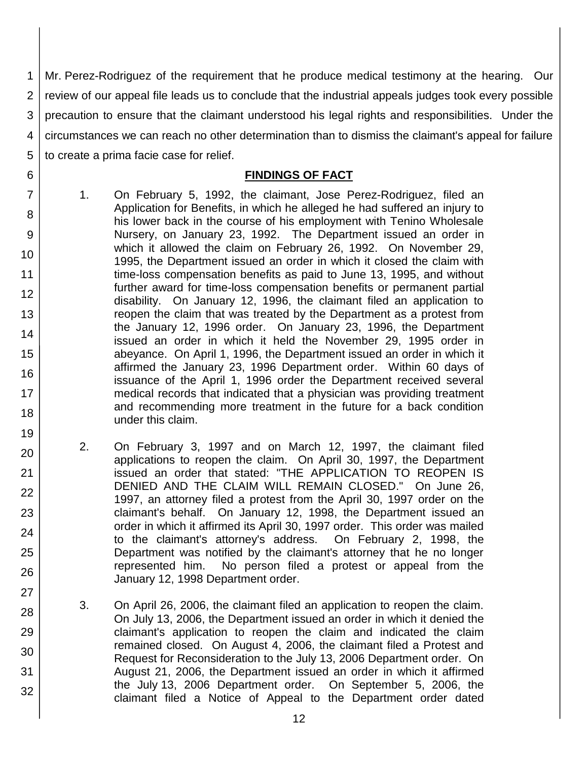Mr. Perez-Rodriguez of the requirement that he produce medical testimony at the hearing. Our review of our appeal file leads us to conclude that the industrial appeals judges took every possible precaution to ensure that the claimant understood his legal rights and responsibilities. Under the circumstances we can reach no other determination than to dismiss the claimant's appeal for failure to create a prima facie case for relief.

## **FINDINGS OF FACT**

1. On February 5, 1992, the claimant, Jose Perez-Rodriguez, filed an Application for Benefits, in which he alleged he had suffered an injury to his lower back in the course of his employment with Tenino Wholesale Nursery, on January 23, 1992. The Department issued an order in which it allowed the claim on February 26, 1992. On November 29, 1995, the Department issued an order in which it closed the claim with time-loss compensation benefits as paid to June 13, 1995, and without further award for time-loss compensation benefits or permanent partial disability. On January 12, 1996, the claimant filed an application to reopen the claim that was treated by the Department as a protest from the January 12, 1996 order. On January 23, 1996, the Department issued an order in which it held the November 29, 1995 order in abeyance. On April 1, 1996, the Department issued an order in which it affirmed the January 23, 1996 Department order. Within 60 days of issuance of the April 1, 1996 order the Department received several medical records that indicated that a physician was providing treatment and recommending more treatment in the future for a back condition under this claim.

2. On February 3, 1997 and on March 12, 1997, the claimant filed applications to reopen the claim. On April 30, 1997, the Department issued an order that stated: "THE APPLICATION TO REOPEN IS DENIED AND THE CLAIM WILL REMAIN CLOSED." On June 26, 1997, an attorney filed a protest from the April 30, 1997 order on the claimant's behalf. On January 12, 1998, the Department issued an order in which it affirmed its April 30, 1997 order. This order was mailed to the claimant's attorney's address. On February 2, 1998, the Department was notified by the claimant's attorney that he no longer represented him. No person filed a protest or appeal from the January 12, 1998 Department order.

3. On April 26, 2006, the claimant filed an application to reopen the claim. On July 13, 2006, the Department issued an order in which it denied the claimant's application to reopen the claim and indicated the claim remained closed. On August 4, 2006, the claimant filed a Protest and Request for Reconsideration to the July 13, 2006 Department order. On August 21, 2006, the Department issued an order in which it affirmed the July 13, 2006 Department order. On September 5, 2006, the claimant filed a Notice of Appeal to the Department order dated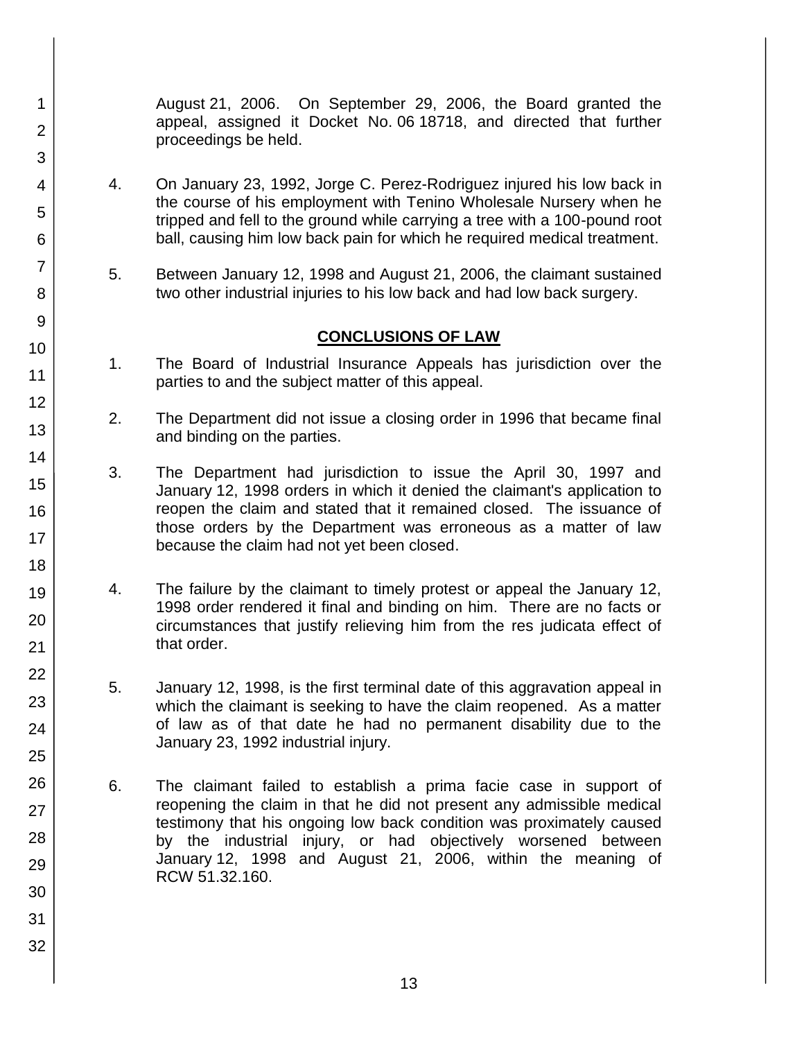August 21, 2006. On September 29, 2006, the Board granted the appeal, assigned it Docket No. 06 18718, and directed that further proceedings be held.

4. On January 23, 1992, Jorge C. Perez-Rodriguez injured his low back in the course of his employment with Tenino Wholesale Nursery when he tripped and fell to the ground while carrying a tree with a 100-pound root ball, causing him low back pain for which he required medical treatment.

5. Between January 12, 1998 and August 21, 2006, the claimant sustained two other industrial injuries to his low back and had low back surgery.

## CONCLUSIONS OF LAW

1. The Board of Industrial Insurance Appeals has jurisdiction over the parties to and the subject matter of this appeal.

2. The Department did not issue a closing order in 1996 that became final and binding on the parties.

3. The Department had jurisdiction to issue the April 30, 1997 and January 12, 1998 orders in which it denied the claimant's application to reopen the claim and stated that it remained closed. The issuance of those orders by the Department was erroneous as a matter of law because the claim had not yet been closed.

4. The failure by the claimant to timely protest or appeal the January 12, 1998 order rendered it final and binding on him. There are no facts or circumstances that justify relieving him from the res judicata effect of that order.

5. January 12, 1998, is the first terminal date of this aggravation appeal in which the claimant is seeking to have the claim reopened. As a matter of law as of that date he had no permanent disability due to the January 23, 1992 industrial injury.

6. The claimant failed to establish a prima facie case in support of reopening the claim in that he did not present any admissible medical testimony that his ongoing low back condition was proximately caused by the industrial injury, or had objectively worsened between January 12, 1998 and August 21, 2006, within the meaning of RCW 51.32.160.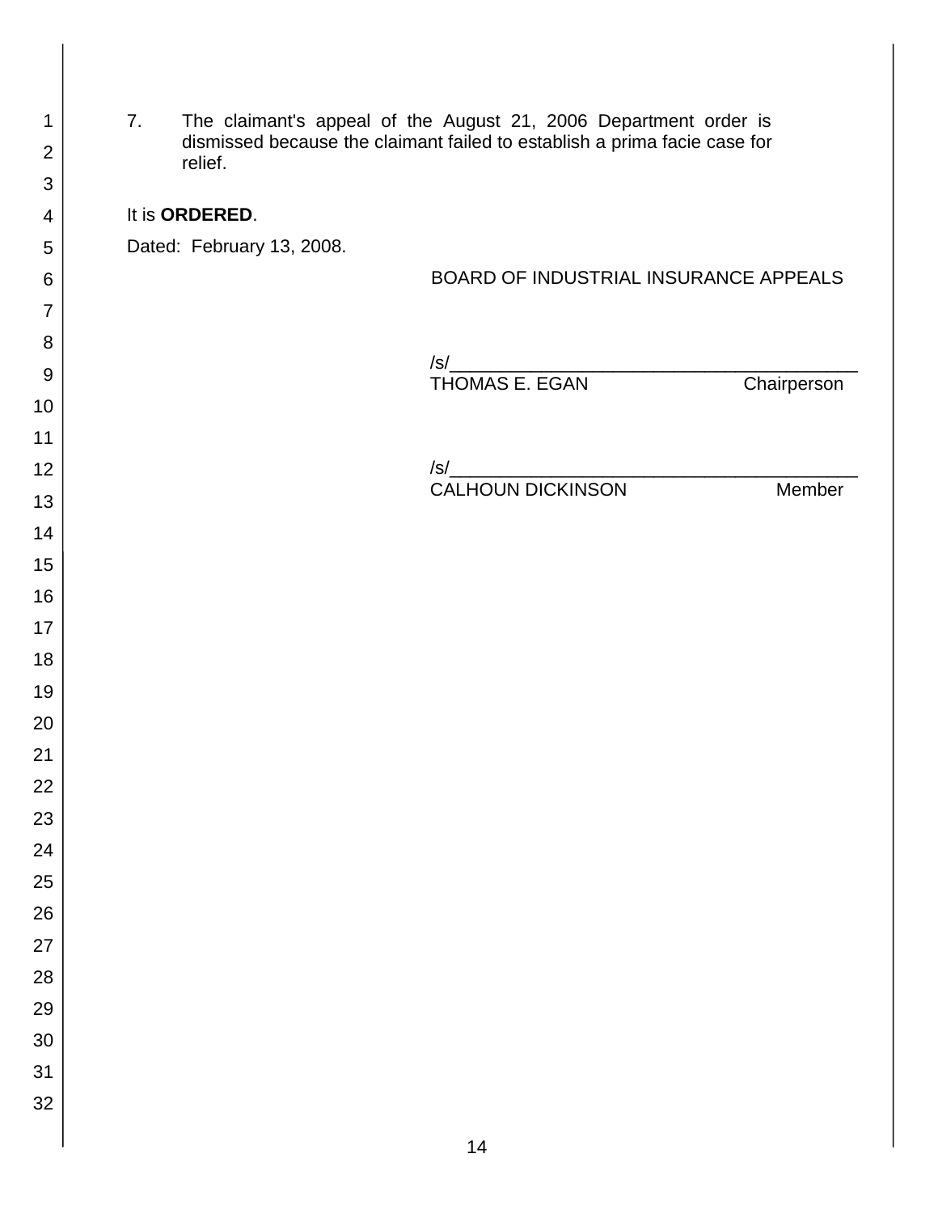7. The claimant's appeal of the August 21, 2006 Department order is dismissed because the claimant failed to establish a prima facie case for relief.

It is **ORDERED**.

Dated: February 13, 2008.

BOARD OF INDUSTRIAL INSURANCE APPEALS

/s/\_\_\_\_\_\_\_\_\_\_\_\_\_\_\_\_\_\_\_\_\_\_\_\_\_\_\_\_\_\_\_\_\_\_\_\_\_\_\_\_
THOMAS E. EGAN Chairperson

/s/\_\_\_\_\_\_\_\_\_\_\_\_\_\_\_\_\_\_\_\_\_\_\_\_\_\_\_\_\_\_\_\_\_\_\_\_\_\_\_\_
CALHOUN DICKINSON Member